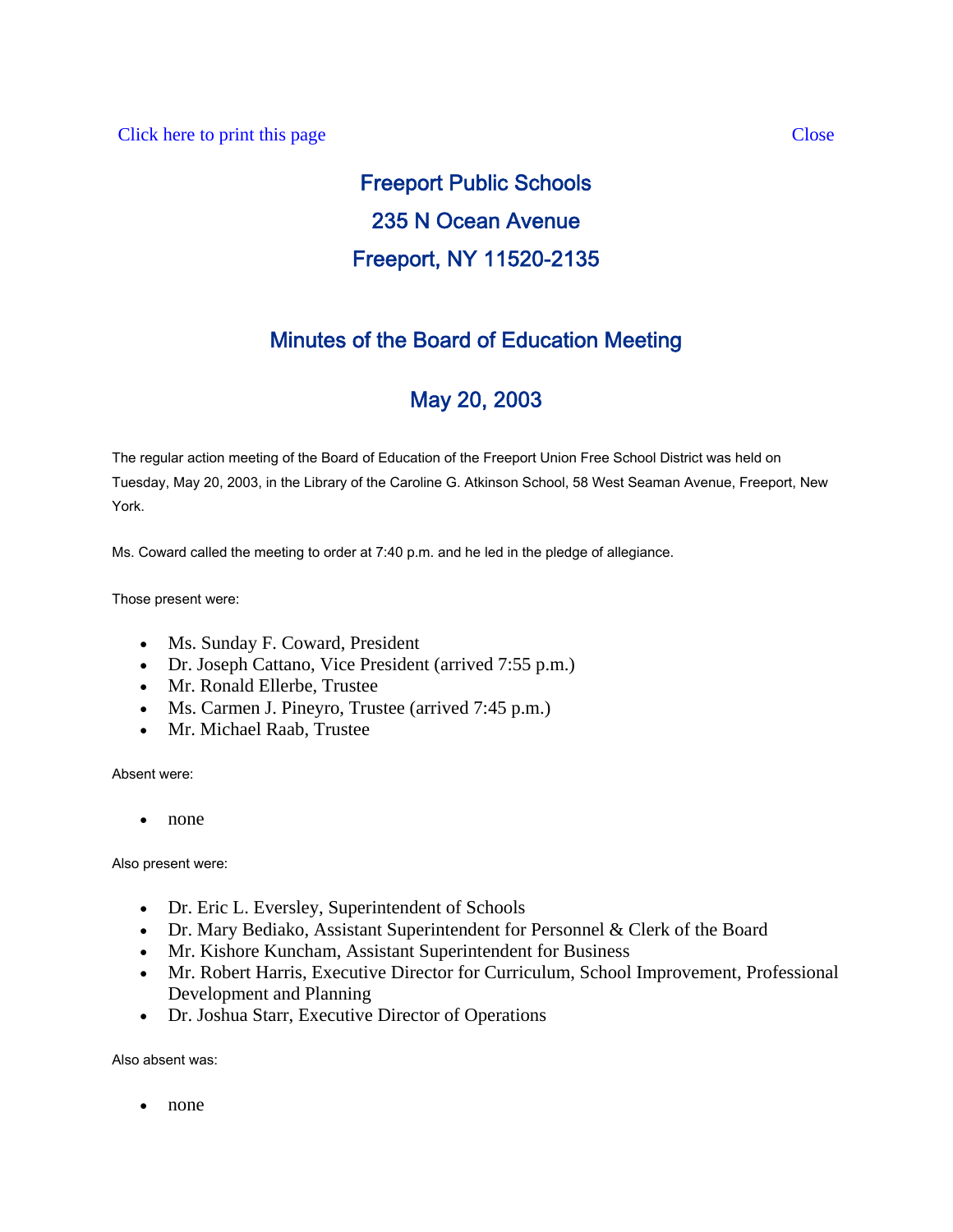Click here to print this page Close

# Freeport Public Schools

# 235 N Ocean Avenue

# Freeport, NY 11520-2135

## Minutes of the Board of Education Meeting

## May 20, 2003

The regular action meeting of the Board of Education of the Freeport Union Free School District was held on Tuesday, May 20, 2003, in the Library of the Caroline G. Atkinson School, 58 West Seaman Avenue, Freeport, New York.

Ms. Coward called the meeting to order at 7:40 p.m. and he led in the pledge of allegiance.

Those present were:

- Ms. Sunday F. Coward, President
- Dr. Joseph Cattano, Vice President (arrived 7:55 p.m.)
- Mr. Ronald Ellerbe, Trustee
- Ms. Carmen J. Pineyro, Trustee (arrived 7:45 p.m.)
- Mr. Michael Raab, Trustee

Absent were:

- none

Also present were:

- Dr. Eric L. Eversley, Superintendent of Schools
- Dr. Mary Bediako, Assistant Superintendent for Personnel & Clerk of the Board
- Mr. Kishore Kuncham, Assistant Superintendent for Business
- Mr. Robert Harris, Executive Director for Curriculum, School Improvement, Professional Development and Planning
- Dr. Joshua Starr, Executive Director of Operations

Also absent was:

- none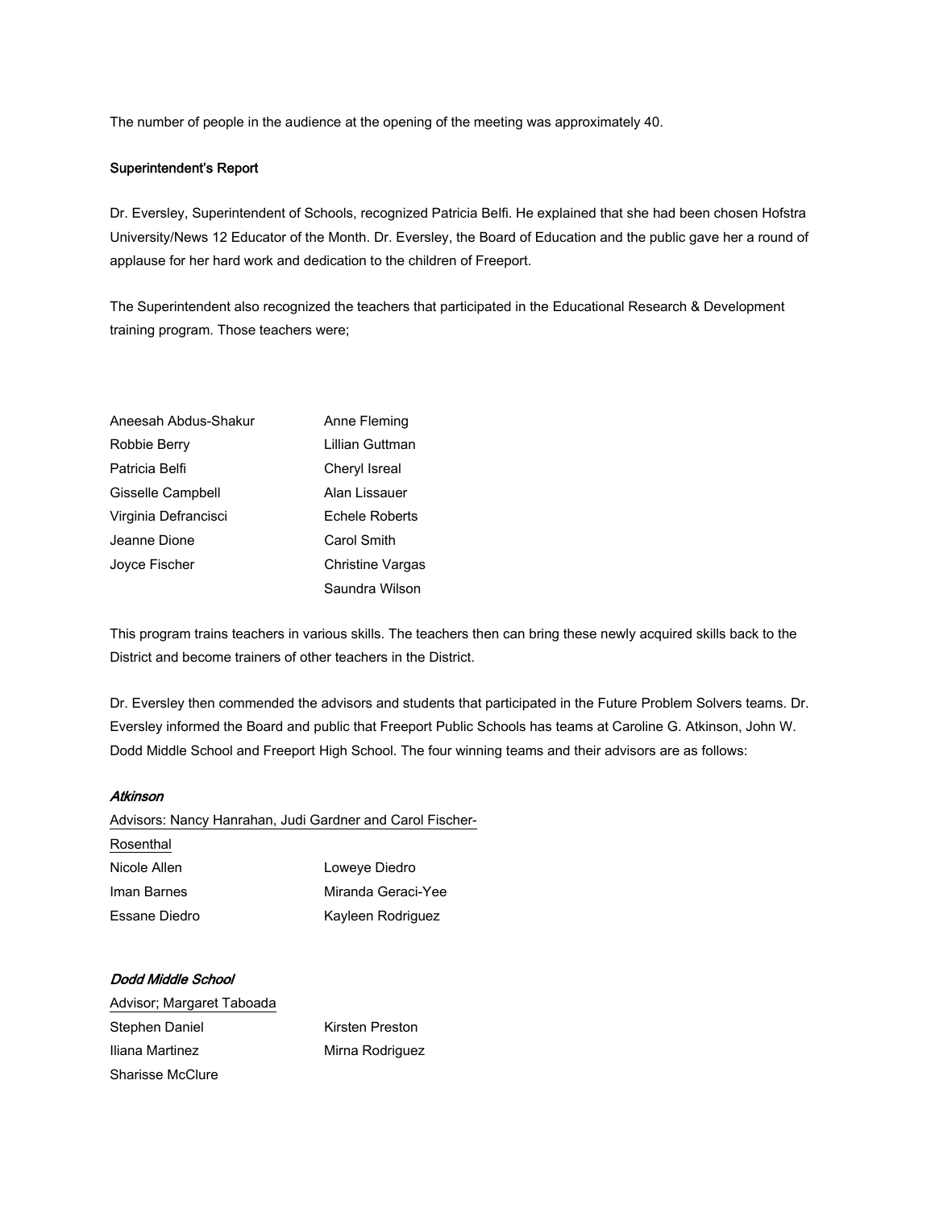The number of people in the audience at the opening of the meeting was approximately 40.

**Superintendent's Report**

Dr. Eversley, Superintendent of Schools, recognized Patricia Belfi. He explained that she had been chosen Hofstra University/News 12 Educator of the Month. Dr. Eversley, the Board of Education and the public gave her a round of applause for her hard work and dedication to the children of Freeport.

The Superintendent also recognized the teachers that participated in the Educational Research & Development training program. Those teachers were;

| | |
|---|---|
| Aneesah Abdus-Shakur | Anne Fleming |
| Robbie Berry | Lillian Guttman |
| Patricia Belfi | Cheryl Isreal |
| Gisselle Campbell | Alan Lissauer |
| Virginia Defrancisci | Echele Roberts |
| Jeanne Dione | Carol Smith |
| Joyce Fischer | Christine Vargas |
| | Saundra Wilson |

This program trains teachers in various skills. The teachers then can bring these newly acquired skills back to the District and become trainers of other teachers in the District.

Dr. Eversley then commended the advisors and students that participated in the Future Problem Solvers teams. Dr. Eversley informed the Board and public that Freeport Public Schools has teams at Caroline G. Atkinson, John W. Dodd Middle School and Freeport High School. The four winning teams and their advisors are as follows:

***Atkinson***

Advisors: Nancy Hanrahan, Judi Gardner and Carol Fischer-Rosenthal

| | |
|---|---|
| Nicole Allen | Loweye Diedro |
| Iman Barnes | Miranda Geraci-Yee |
| Essane Diedro | Kayleen Rodriguez |

***Dodd Middle School***

Advisor; Margaret Taboada

| | |
|---|---|
| Stephen Daniel | Kirsten Preston |
| Iliana Martinez | Mirna Rodriguez |
| Sharisse McClure | |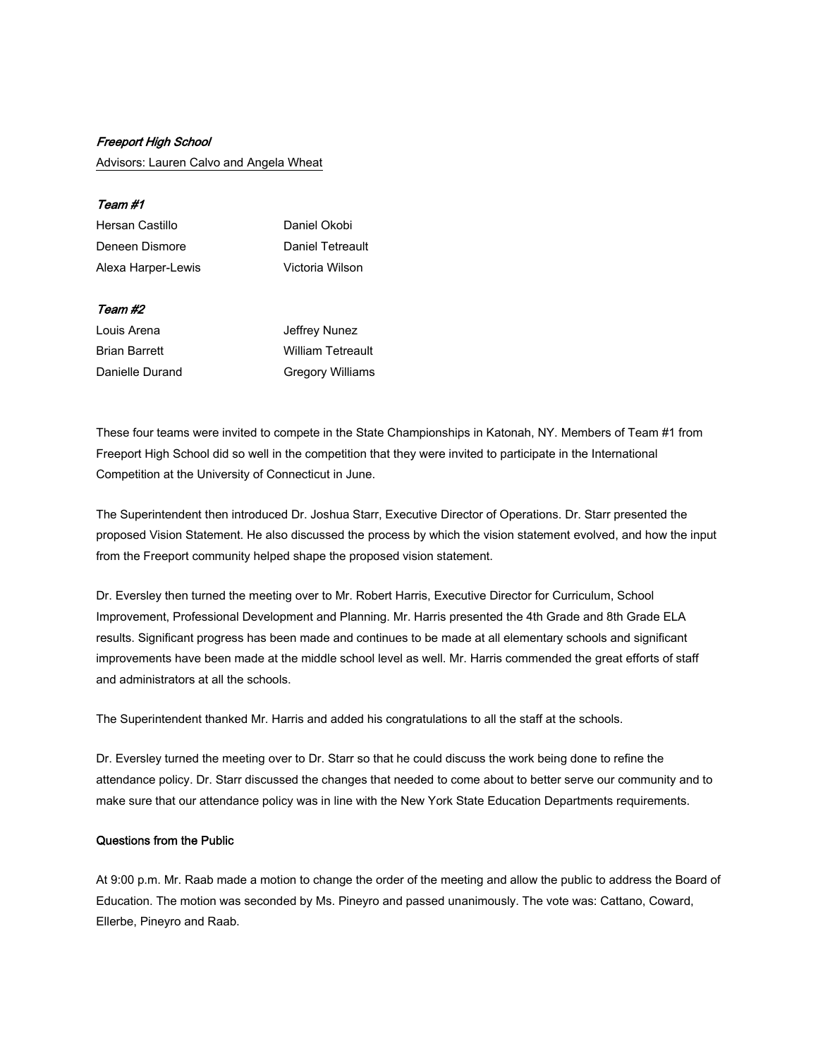*Freeport High School*

Advisors: Lauren Calvo and Angela Wheat

*Team #1*

Hersan Castillo
Deneen Dismore
Alexa Harper-Lewis
Daniel Okobi
Daniel Tetreault
Victoria Wilson

*Team #2*

Louis Arena
Brian Barrett
Danielle Durand
Jeffrey Nunez
William Tetreault
Gregory Williams

These four teams were invited to compete in the State Championships in Katonah, NY. Members of Team #1 from Freeport High School did so well in the competition that they were invited to participate in the International Competition at the University of Connecticut in June.

The Superintendent then introduced Dr. Joshua Starr, Executive Director of Operations. Dr. Starr presented the proposed Vision Statement. He also discussed the process by which the vision statement evolved, and how the input from the Freeport community helped shape the proposed vision statement.

Dr. Eversley then turned the meeting over to Mr. Robert Harris, Executive Director for Curriculum, School Improvement, Professional Development and Planning. Mr. Harris presented the 4th Grade and 8th Grade ELA results. Significant progress has been made and continues to be made at all elementary schools and significant improvements have been made at the middle school level as well. Mr. Harris commended the great efforts of staff and administrators at all the schools.

The Superintendent thanked Mr. Harris and added his congratulations to all the staff at the schools.

Dr. Eversley turned the meeting over to Dr. Starr so that he could discuss the work being done to refine the attendance policy. Dr. Starr discussed the changes that needed to come about to better serve our community and to make sure that our attendance policy was in line with the New York State Education Departments requirements.

**Questions from the Public**

At 9:00 p.m. Mr. Raab made a motion to change the order of the meeting and allow the public to address the Board of Education. The motion was seconded by Ms. Pineyro and passed unanimously. The vote was: Cattano, Coward, Ellerbe, Pineyro and Raab.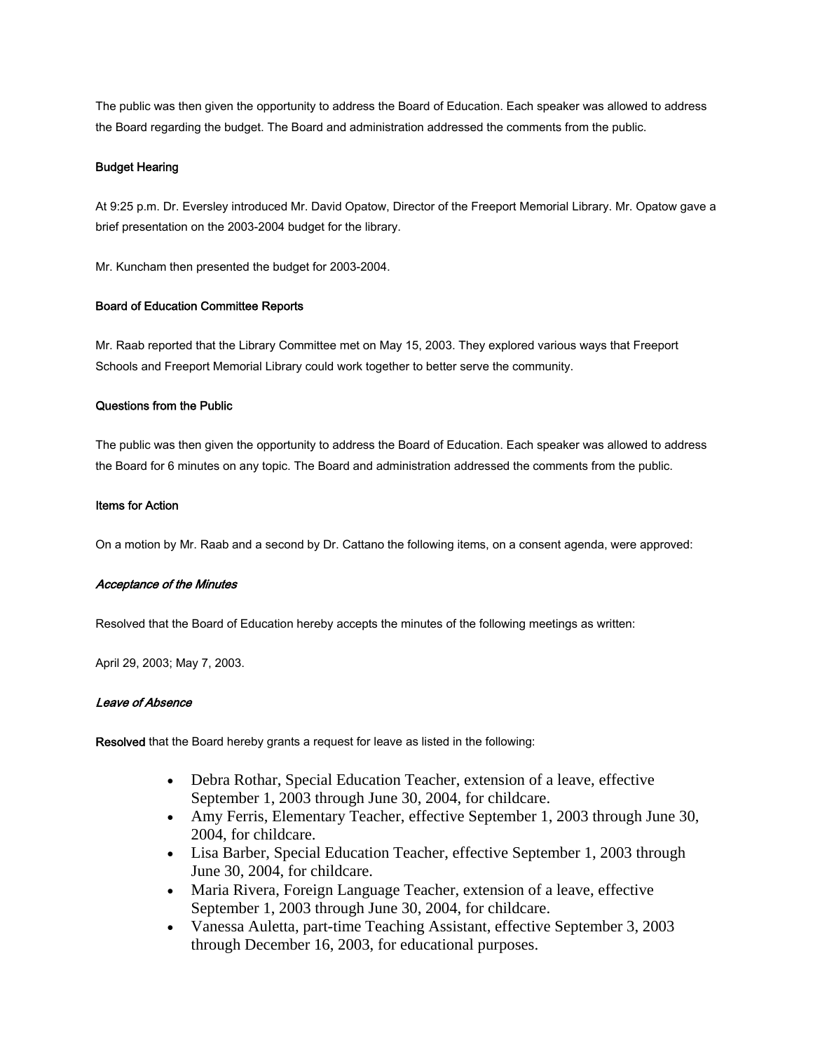The public was then given the opportunity to address the Board of Education. Each speaker was allowed to address the Board regarding the budget. The Board and administration addressed the comments from the public.

**Budget Hearing**

At 9:25 p.m. Dr. Eversley introduced Mr. David Opatow, Director of the Freeport Memorial Library. Mr. Opatow gave a brief presentation on the 2003-2004 budget for the library.

Mr. Kuncham then presented the budget for 2003-2004.

**Board of Education Committee Reports**

Mr. Raab reported that the Library Committee met on May 15, 2003. They explored various ways that Freeport Schools and Freeport Memorial Library could work together to better serve the community.

**Questions from the Public**

The public was then given the opportunity to address the Board of Education. Each speaker was allowed to address the Board for 6 minutes on any topic. The Board and administration addressed the comments from the public.

**Items for Action**

On a motion by Mr. Raab and a second by Dr. Cattano the following items, on a consent agenda, were approved:

***Acceptance of the Minutes***

Resolved that the Board of Education hereby accepts the minutes of the following meetings as written:

April 29, 2003; May 7, 2003.

***Leave of Absence***

**Resolved** that the Board hereby grants a request for leave as listed in the following:

- Debra Rothar, Special Education Teacher, extension of a leave, effective September 1, 2003 through June 30, 2004, for childcare.
- Amy Ferris, Elementary Teacher, effective September 1, 2003 through June 30, 2004, for childcare.
- Lisa Barber, Special Education Teacher, effective September 1, 2003 through June 30, 2004, for childcare.
- Maria Rivera, Foreign Language Teacher, extension of a leave, effective September 1, 2003 through June 30, 2004, for childcare.
- Vanessa Auletta, part-time Teaching Assistant, effective September 3, 2003 through December 16, 2003, for educational purposes.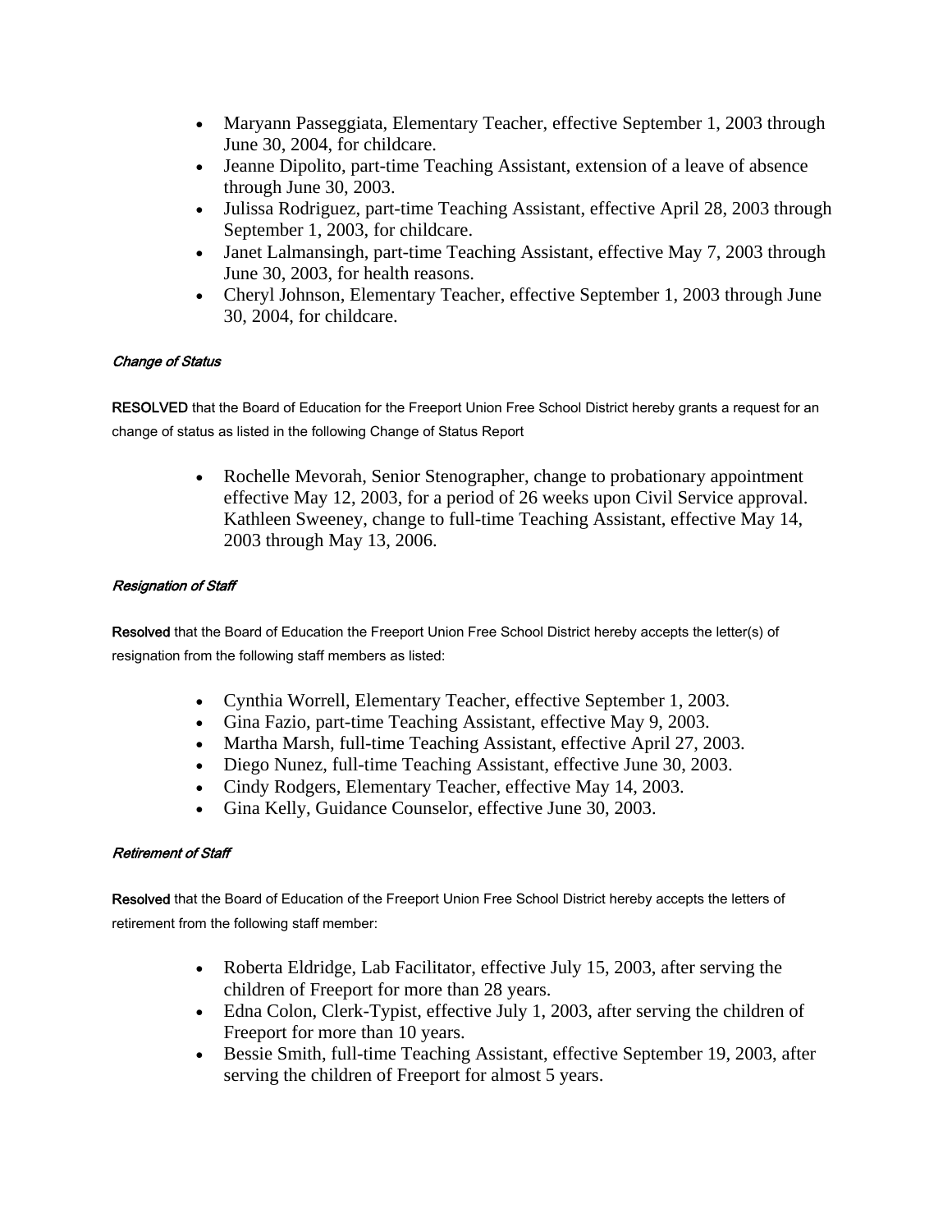- Maryann Passeggiata, Elementary Teacher, effective September 1, 2003 through June 30, 2004, for childcare.
- Jeanne Dipolito, part-time Teaching Assistant, extension of a leave of absence through June 30, 2003.
- Julissa Rodriguez, part-time Teaching Assistant, effective April 28, 2003 through September 1, 2003, for childcare.
- Janet Lalmansingh, part-time Teaching Assistant, effective May 7, 2003 through June 30, 2003, for health reasons.
- Cheryl Johnson, Elementary Teacher, effective September 1, 2003 through June 30, 2004, for childcare.

***Change of Status***

**RESOLVED** that the Board of Education for the Freeport Union Free School District hereby grants a request for an change of status as listed in the following Change of Status Report

- Rochelle Mevorah, Senior Stenographer, change to probationary appointment effective May 12, 2003, for a period of 26 weeks upon Civil Service approval. Kathleen Sweeney, change to full-time Teaching Assistant, effective May 14, 2003 through May 13, 2006.

***Resignation of Staff***

**Resolved** that the Board of Education the Freeport Union Free School District hereby accepts the letter(s) of resignation from the following staff members as listed:

- Cynthia Worrell, Elementary Teacher, effective September 1, 2003.
- Gina Fazio, part-time Teaching Assistant, effective May 9, 2003.
- Martha Marsh, full-time Teaching Assistant, effective April 27, 2003.
- Diego Nunez, full-time Teaching Assistant, effective June 30, 2003.
- Cindy Rodgers, Elementary Teacher, effective May 14, 2003.
- Gina Kelly, Guidance Counselor, effective June 30, 2003.

***Retirement of Staff***

**Resolved** that the Board of Education of the Freeport Union Free School District hereby accepts the letters of retirement from the following staff member:

- Roberta Eldridge, Lab Facilitator, effective July 15, 2003, after serving the children of Freeport for more than 28 years.
- Edna Colon, Clerk-Typist, effective July 1, 2003, after serving the children of Freeport for more than 10 years.
- Bessie Smith, full-time Teaching Assistant, effective September 19, 2003, after serving the children of Freeport for almost 5 years.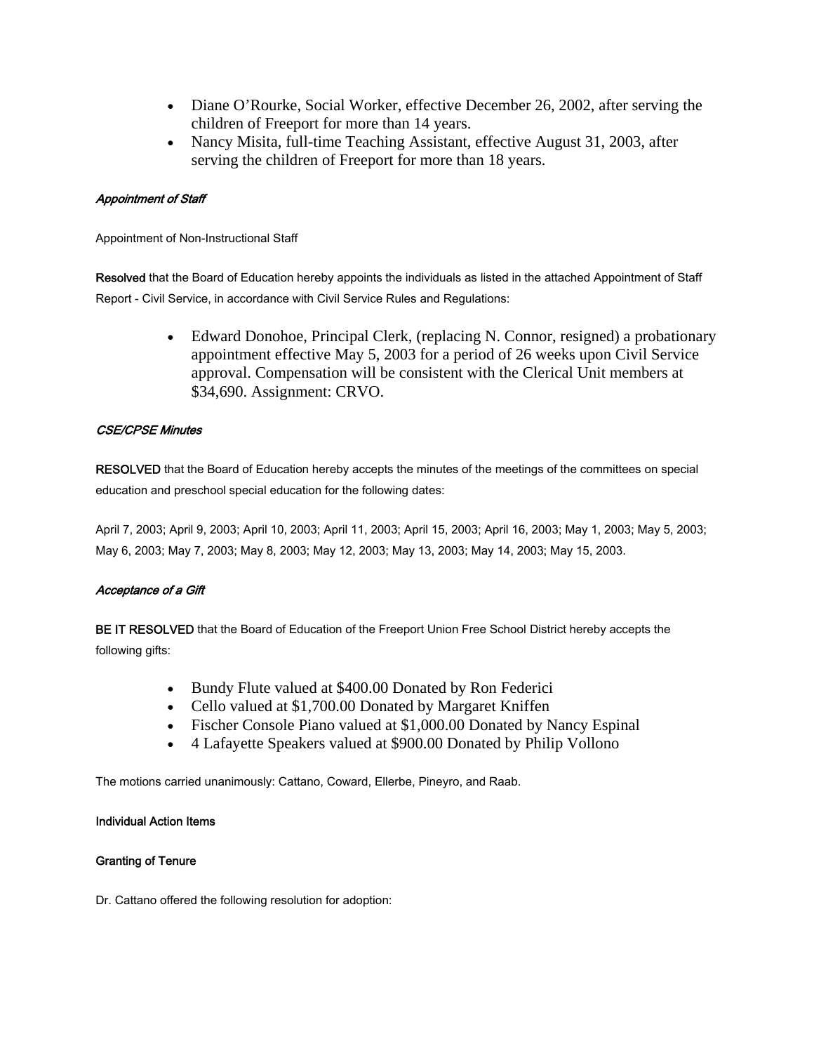- Diane O'Rourke, Social Worker, effective December 26, 2002, after serving the children of Freeport for more than 14 years.
- Nancy Misita, full-time Teaching Assistant, effective August 31, 2003, after serving the children of Freeport for more than 18 years.

*Appointment of Staff*

Appointment of Non-Instructional Staff

**Resolved** that the Board of Education hereby appoints the individuals as listed in the attached Appointment of Staff Report - Civil Service, in accordance with Civil Service Rules and Regulations:

- Edward Donohoe, Principal Clerk, (replacing N. Connor, resigned) a probationary appointment effective May 5, 2003 for a period of 26 weeks upon Civil Service approval. Compensation will be consistent with the Clerical Unit members at $34,690. Assignment: CRVO.

*CSE/CPSE Minutes*

**RESOLVED** that the Board of Education hereby accepts the minutes of the meetings of the committees on special education and preschool special education for the following dates:

April 7, 2003; April 9, 2003; April 10, 2003; April 11, 2003; April 15, 2003; April 16, 2003; May 1, 2003; May 5, 2003; May 6, 2003; May 7, 2003; May 8, 2003; May 12, 2003; May 13, 2003; May 14, 2003; May 15, 2003.

*Acceptance of a Gift*

**BE IT RESOLVED** that the Board of Education of the Freeport Union Free School District hereby accepts the following gifts:

- Bundy Flute valued at $400.00 Donated by Ron Federici
- Cello valued at $1,700.00 Donated by Margaret Kniffen
- Fischer Console Piano valued at $1,000.00 Donated by Nancy Espinal
- 4 Lafayette Speakers valued at $900.00 Donated by Philip Vollono

The motions carried unanimously: Cattano, Coward, Ellerbe, Pineyro, and Raab.

**Individual Action Items**

**Granting of Tenure**

Dr. Cattano offered the following resolution for adoption: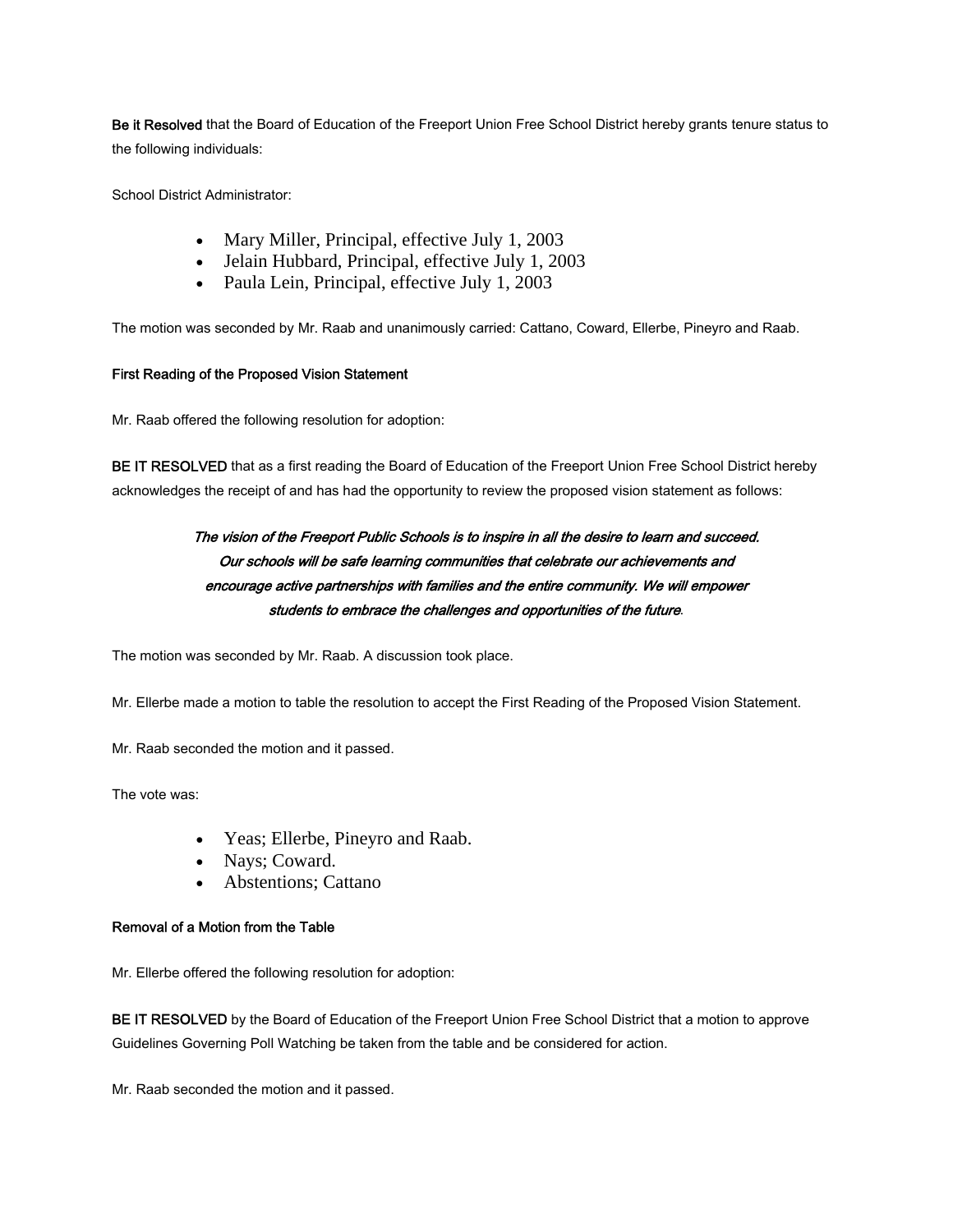**Be it Resolved** that the Board of Education of the Freeport Union Free School District hereby grants tenure status to the following individuals:

School District Administrator:

- Mary Miller, Principal, effective July 1, 2003
- Jelain Hubbard, Principal, effective July 1, 2003
- Paula Lein, Principal, effective July 1, 2003

The motion was seconded by Mr. Raab and unanimously carried: Cattano, Coward, Ellerbe, Pineyro and Raab.

**First Reading of the Proposed Vision Statement**

Mr. Raab offered the following resolution for adoption:

**BE IT RESOLVED** that as a first reading the Board of Education of the Freeport Union Free School District hereby acknowledges the receipt of and has had the opportunity to review the proposed vision statement as follows:

***The vision of the Freeport Public Schools is to inspire in all the desire to learn and succeed. Our schools will be safe learning communities that celebrate our achievements and encourage active partnerships with families and the entire community. We will empower students to embrace the challenges and opportunities of the future***.

The motion was seconded by Mr. Raab. A discussion took place.

Mr. Ellerbe made a motion to table the resolution to accept the First Reading of the Proposed Vision Statement.

Mr. Raab seconded the motion and it passed.

The vote was:

- Yeas; Ellerbe, Pineyro and Raab.
- Nays; Coward.
- Abstentions; Cattano

**Removal of a Motion from the Table**

Mr. Ellerbe offered the following resolution for adoption:

**BE IT RESOLVED** by the Board of Education of the Freeport Union Free School District that a motion to approve Guidelines Governing Poll Watching be taken from the table and be considered for action.

Mr. Raab seconded the motion and it passed.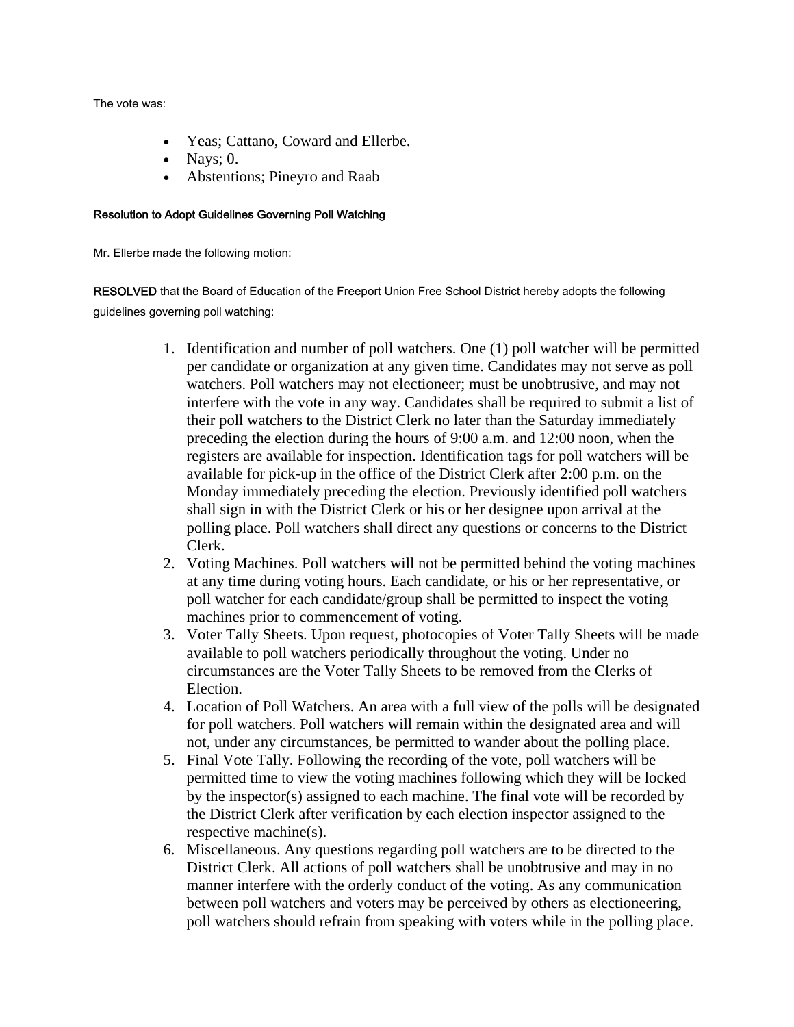The vote was:

- Yeas; Cattano, Coward and Ellerbe.
- Nays; 0.
- Abstentions; Pineyro and Raab

**Resolution to Adopt Guidelines Governing Poll Watching**

Mr. Ellerbe made the following motion:

**RESOLVED** that the Board of Education of the Freeport Union Free School District hereby adopts the following guidelines governing poll watching:

1. Identification and number of poll watchers. One (1) poll watcher will be permitted per candidate or organization at any given time. Candidates may not serve as poll watchers. Poll watchers may not electioneer; must be unobtrusive, and may not interfere with the vote in any way. Candidates shall be required to submit a list of their poll watchers to the District Clerk no later than the Saturday immediately preceding the election during the hours of 9:00 a.m. and 12:00 noon, when the registers are available for inspection. Identification tags for poll watchers will be available for pick-up in the office of the District Clerk after 2:00 p.m. on the Monday immediately preceding the election. Previously identified poll watchers shall sign in with the District Clerk or his or her designee upon arrival at the polling place. Poll watchers shall direct any questions or concerns to the District Clerk.
2. Voting Machines. Poll watchers will not be permitted behind the voting machines at any time during voting hours. Each candidate, or his or her representative, or poll watcher for each candidate/group shall be permitted to inspect the voting machines prior to commencement of voting.
3. Voter Tally Sheets. Upon request, photocopies of Voter Tally Sheets will be made available to poll watchers periodically throughout the voting. Under no circumstances are the Voter Tally Sheets to be removed from the Clerks of Election.
4. Location of Poll Watchers. An area with a full view of the polls will be designated for poll watchers. Poll watchers will remain within the designated area and will not, under any circumstances, be permitted to wander about the polling place.
5. Final Vote Tally. Following the recording of the vote, poll watchers will be permitted time to view the voting machines following which they will be locked by the inspector(s) assigned to each machine. The final vote will be recorded by the District Clerk after verification by each election inspector assigned to the respective machine(s).
6. Miscellaneous. Any questions regarding poll watchers are to be directed to the District Clerk. All actions of poll watchers shall be unobtrusive and may in no manner interfere with the orderly conduct of the voting. As any communication between poll watchers and voters may be perceived by others as electioneering, poll watchers should refrain from speaking with voters while in the polling place.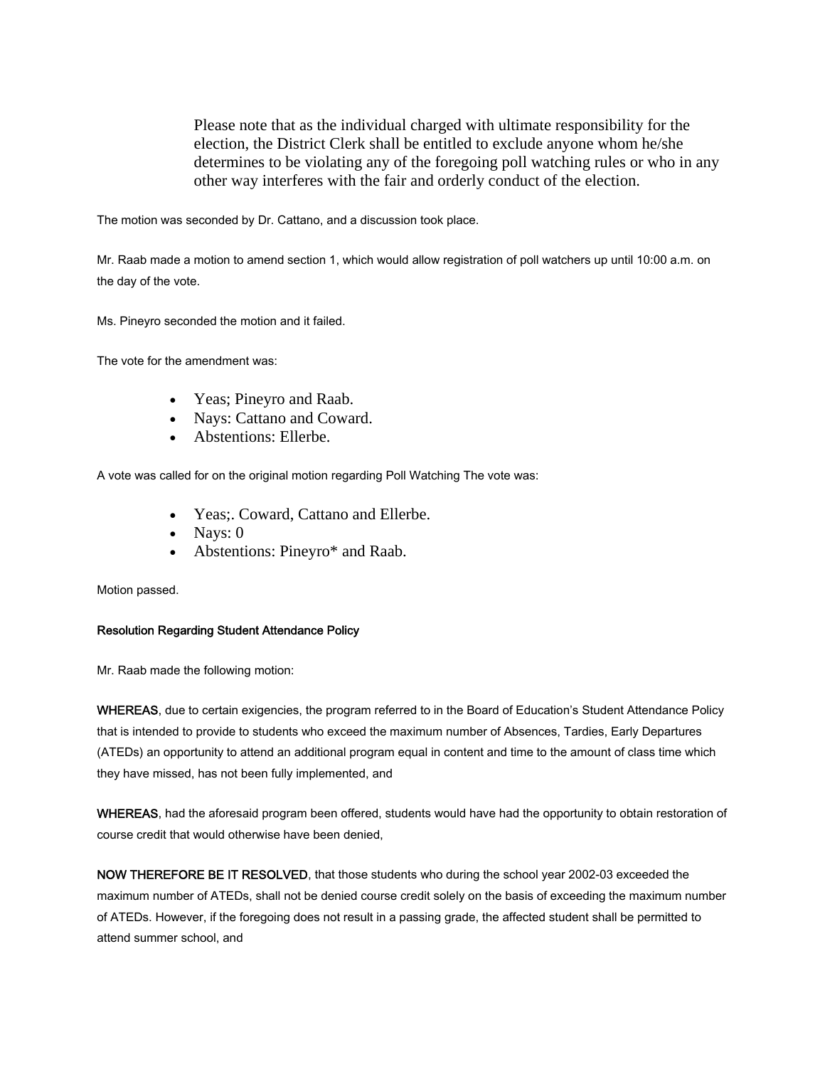Please note that as the individual charged with ultimate responsibility for the election, the District Clerk shall be entitled to exclude anyone whom he/she determines to be violating any of the foregoing poll watching rules or who in any other way interferes with the fair and orderly conduct of the election.

The motion was seconded by Dr. Cattano, and a discussion took place.

Mr. Raab made a motion to amend section 1, which would allow registration of poll watchers up until 10:00 a.m. on the day of the vote.

Ms. Pineyro seconded the motion and it failed.

The vote for the amendment was:

- Yeas; Pineyro and Raab.
- Nays: Cattano and Coward.
- Abstentions: Ellerbe.

A vote was called for on the original motion regarding Poll Watching The vote was:

- Yeas;. Coward, Cattano and Ellerbe.
- Nays: 0
- Abstentions: Pineyro* and Raab.

Motion passed.

**Resolution Regarding Student Attendance Policy**

Mr. Raab made the following motion:

**WHEREAS**, due to certain exigencies, the program referred to in the Board of Education's Student Attendance Policy that is intended to provide to students who exceed the maximum number of Absences, Tardies, Early Departures (ATEDs) an opportunity to attend an additional program equal in content and time to the amount of class time which they have missed, has not been fully implemented, and

**WHEREAS**, had the aforesaid program been offered, students would have had the opportunity to obtain restoration of course credit that would otherwise have been denied,

**NOW THEREFORE BE IT RESOLVED**, that those students who during the school year 2002-03 exceeded the maximum number of ATEDs, shall not be denied course credit solely on the basis of exceeding the maximum number of ATEDs. However, if the foregoing does not result in a passing grade, the affected student shall be permitted to attend summer school, and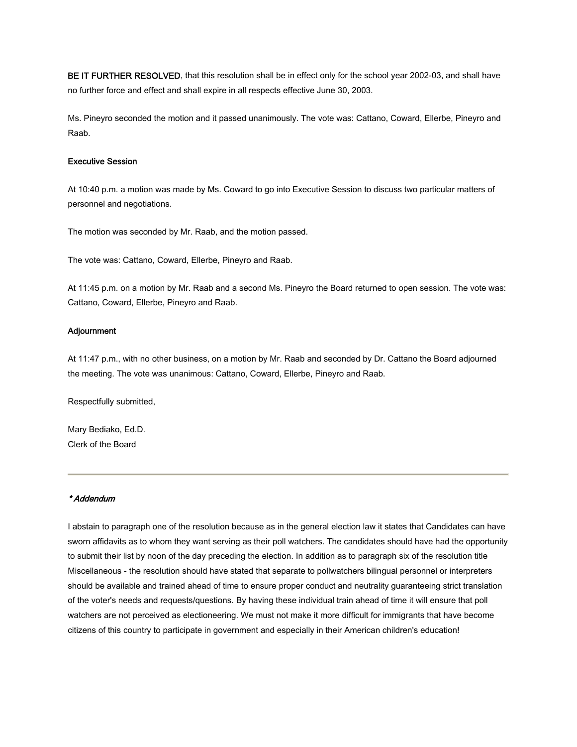**BE IT FURTHER RESOLVED**, that this resolution shall be in effect only for the school year 2002-03, and shall have no further force and effect and shall expire in all respects effective June 30, 2003.

Ms. Pineyro seconded the motion and it passed unanimously. The vote was: Cattano, Coward, Ellerbe, Pineyro and Raab.

**Executive Session**

At 10:40 p.m. a motion was made by Ms. Coward to go into Executive Session to discuss two particular matters of personnel and negotiations.

The motion was seconded by Mr. Raab, and the motion passed.

The vote was: Cattano, Coward, Ellerbe, Pineyro and Raab.

At 11:45 p.m. on a motion by Mr. Raab and a second Ms. Pineyro the Board returned to open session. The vote was: Cattano, Coward, Ellerbe, Pineyro and Raab.

**Adjournment**

At 11:47 p.m., with no other business, on a motion by Mr. Raab and seconded by Dr. Cattano the Board adjourned the meeting. The vote was unanimous: Cattano, Coward, Ellerbe, Pineyro and Raab.

Respectfully submitted,

Mary Bediako, Ed.D.
Clerk of the Board

---

***\* Addendum***

I abstain to paragraph one of the resolution because as in the general election law it states that Candidates can have sworn affidavits as to whom they want serving as their poll watchers. The candidates should have had the opportunity to submit their list by noon of the day preceding the election. In addition as to paragraph six of the resolution title Miscellaneous - the resolution should have stated that separate to pollwatchers bilingual personnel or interpreters should be available and trained ahead of time to ensure proper conduct and neutrality guaranteeing strict translation of the voter's needs and requests/questions. By having these individual train ahead of time it will ensure that poll watchers are not perceived as electioneering. We must not make it more difficult for immigrants that have become citizens of this country to participate in government and especially in their American children's education!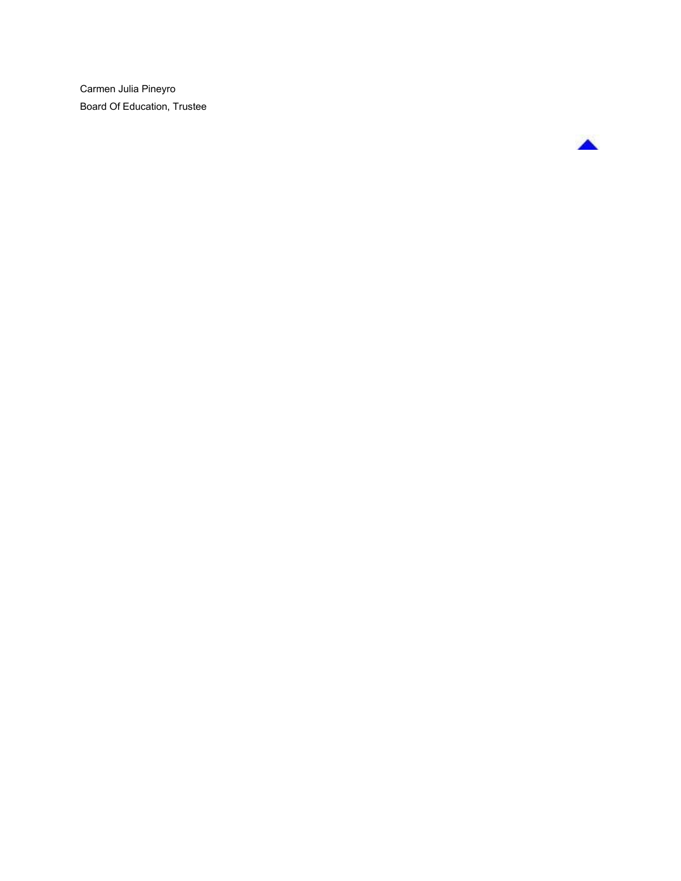Carmen Julia Pineyro
Board Of Education, Trustee